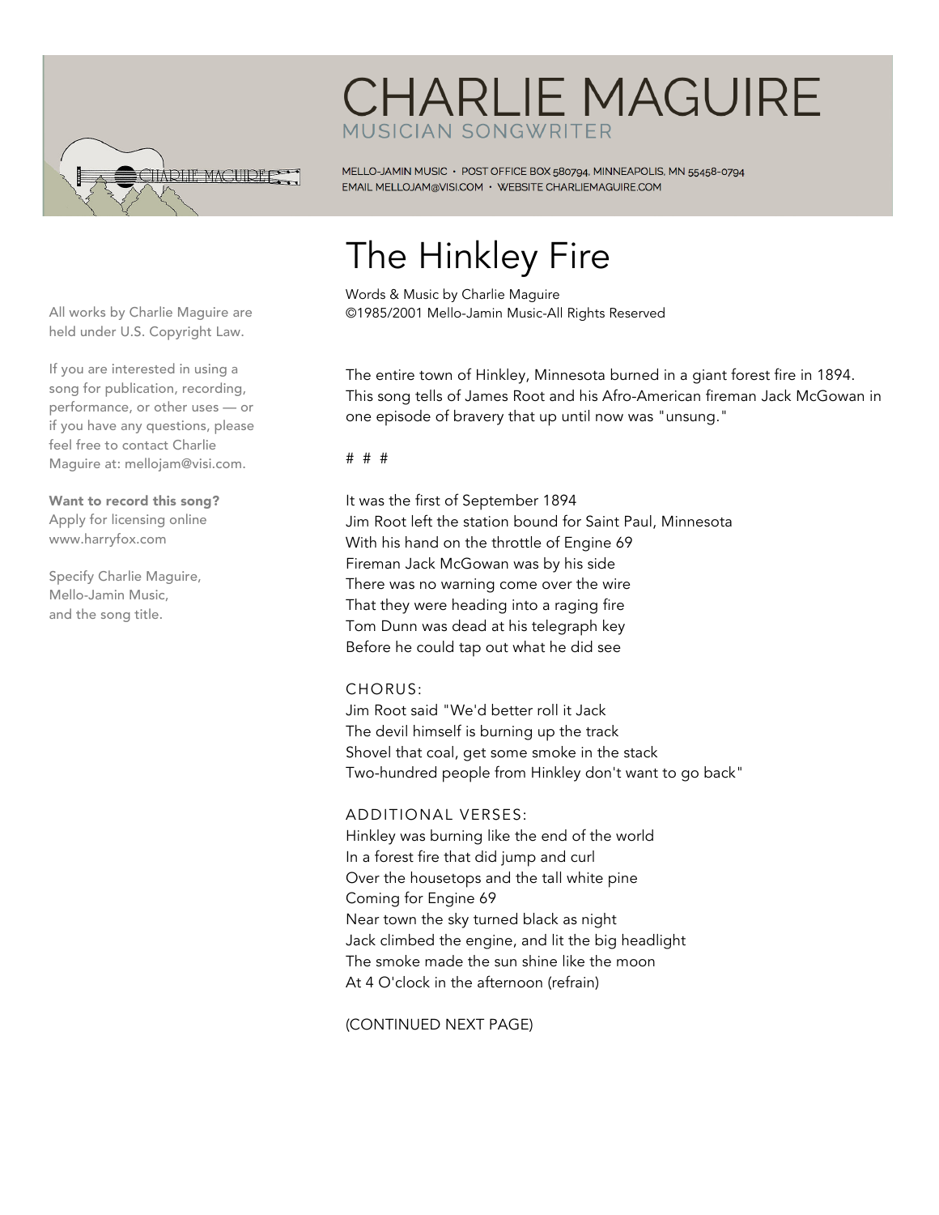# CHARLIE MAGUIRE

MUSICIAN SONGWRITER

MELLO-JAMIN MUSIC • POST OFFICE BOX 580794, MINNEAPOLIS, MN 55458-0794
EMAIL MELLOJAM@VISI.COM • WEBSITE CHARLIEMAGUIRE.COM

All works by Charlie Maguire are held under U.S. Copyright Law.

If you are interested in using a song for publication, recording, performance, or other uses — or if you have any questions, please feel free to contact Charlie Maguire at: mellojam@visi.com.

**Want to record this song?** Apply for licensing online www.harryfox.com

Specify Charlie Maguire, Mello-Jamin Music, and the song title.

## The Hinkley Fire

Words & Music by Charlie Maguire
©1985/2001 Mello-Jamin Music-All Rights Reserved

The entire town of Hinkley, Minnesota burned in a giant forest fire in 1894. This song tells of James Root and his Afro-American fireman Jack McGowan in one episode of bravery that up until now was "unsung."

# # #

It was the first of September 1894
Jim Root left the station bound for Saint Paul, Minnesota
With his hand on the throttle of Engine 69
Fireman Jack McGowan was by his side
There was no warning come over the wire
That they were heading into a raging fire
Tom Dunn was dead at his telegraph key
Before he could tap out what he did see

CHORUS:
Jim Root said "We'd better roll it Jack
The devil himself is burning up the track
Shovel that coal, get some smoke in the stack
Two-hundred people from Hinkley don't want to go back"

ADDITIONAL VERSES:
Hinkley was burning like the end of the world
In a forest fire that did jump and curl
Over the housetops and the tall white pine
Coming for Engine 69
Near town the sky turned black as night
Jack climbed the engine, and lit the big headlight
The smoke made the sun shine like the moon
At 4 O'clock in the afternoon (refrain)

(CONTINUED NEXT PAGE)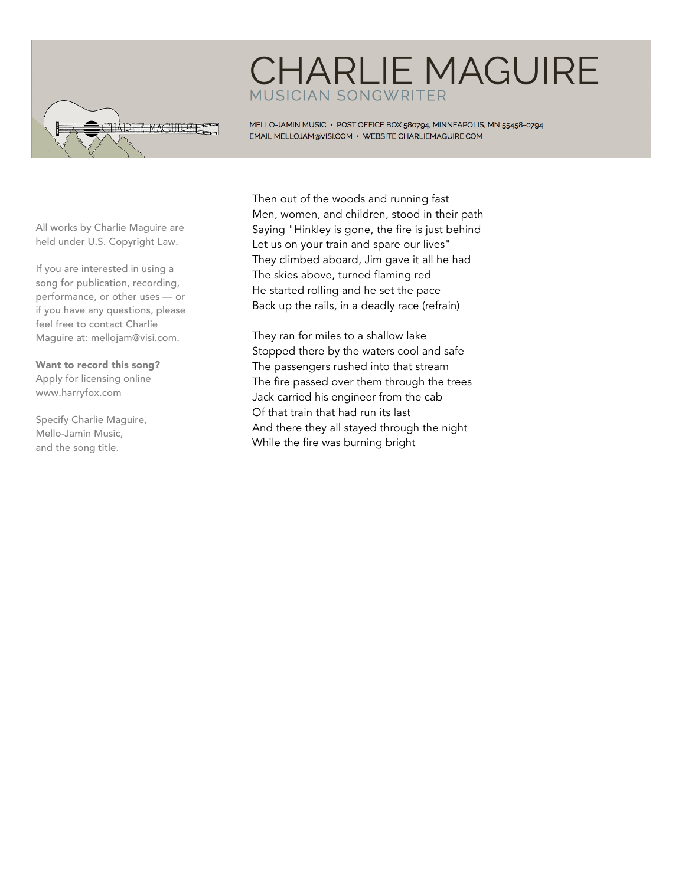# CHARLIE MAGUIRE

MUSICIAN SONGWRITER

MELLO-JAMIN MUSIC • POST OFFICE BOX 580794, MINNEAPOLIS, MN 55458-0794
EMAIL MELLOJAM@VISI.COM • WEBSITE CHARLIEMAGUIRE.COM

All works by Charlie Maguire are held under U.S. Copyright Law.

If you are interested in using a song for publication, recording, performance, or other uses — or if you have any questions, please feel free to contact Charlie Maguire at: mellojam@visi.com.

**Want to record this song?** Apply for licensing online www.harryfox.com

Specify Charlie Maguire, Mello-Jamin Music, and the song title.

Then out of the woods and running fast
Men, women, and children, stood in their path
Saying "Hinkley is gone, the fire is just behind
Let us on your train and spare our lives"
They climbed aboard, Jim gave it all he had
The skies above, turned flaming red
He started rolling and he set the pace
Back up the rails, in a deadly race (refrain)

They ran for miles to a shallow lake
Stopped there by the waters cool and safe
The passengers rushed into that stream
The fire passed over them through the trees
Jack carried his engineer from the cab
Of that train that had run its last
And there they all stayed through the night
While the fire was burning bright